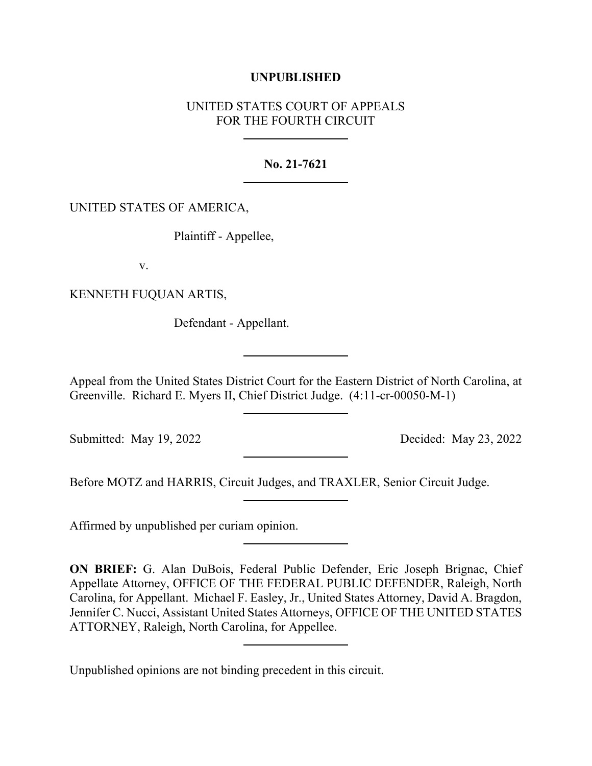**UNPUBLISHED**

UNITED STATES COURT OF APPEALS
FOR THE FOURTH CIRCUIT

---

**No. 21-7621**

---

UNITED STATES OF AMERICA,

Plaintiff - Appellee,

v.

KENNETH FUQUAN ARTIS,

Defendant - Appellant.

---

Appeal from the United States District Court for the Eastern District of North Carolina, at Greenville. Richard E. Myers II, Chief District Judge. (4:11-cr-00050-M-1)

---

Submitted: May 19, 2022 Decided: May 23, 2022

---

Before MOTZ and HARRIS, Circuit Judges, and TRAXLER, Senior Circuit Judge.

---

Affirmed by unpublished per curiam opinion.

---

**ON BRIEF:** G. Alan DuBois, Federal Public Defender, Eric Joseph Brignac, Chief Appellate Attorney, OFFICE OF THE FEDERAL PUBLIC DEFENDER, Raleigh, North Carolina, for Appellant. Michael F. Easley, Jr., United States Attorney, David A. Bragdon, Jennifer C. Nucci, Assistant United States Attorneys, OFFICE OF THE UNITED STATES ATTORNEY, Raleigh, North Carolina, for Appellee.

---

Unpublished opinions are not binding precedent in this circuit.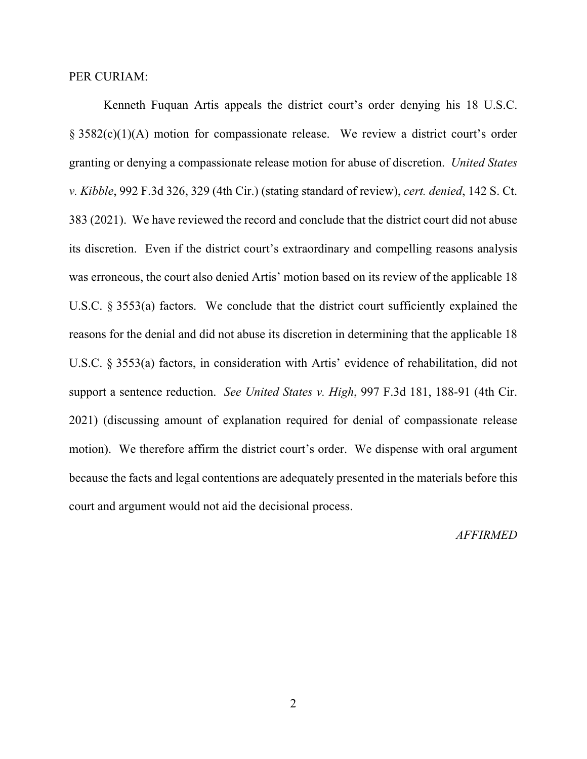PER CURIAM:

Kenneth Fuquan Artis appeals the district court's order denying his 18 U.S.C. § 3582(c)(1)(A) motion for compassionate release. We review a district court's order granting or denying a compassionate release motion for abuse of discretion. *United States v. Kibble*, 992 F.3d 326, 329 (4th Cir.) (stating standard of review), *cert. denied*, 142 S. Ct. 383 (2021). We have reviewed the record and conclude that the district court did not abuse its discretion. Even if the district court's extraordinary and compelling reasons analysis was erroneous, the court also denied Artis' motion based on its review of the applicable 18 U.S.C. § 3553(a) factors. We conclude that the district court sufficiently explained the reasons for the denial and did not abuse its discretion in determining that the applicable 18 U.S.C. § 3553(a) factors, in consideration with Artis' evidence of rehabilitation, did not support a sentence reduction. *See United States v. High*, 997 F.3d 181, 188-91 (4th Cir. 2021) (discussing amount of explanation required for denial of compassionate release motion). We therefore affirm the district court's order. We dispense with oral argument because the facts and legal contentions are adequately presented in the materials before this court and argument would not aid the decisional process.

*AFFIRMED*